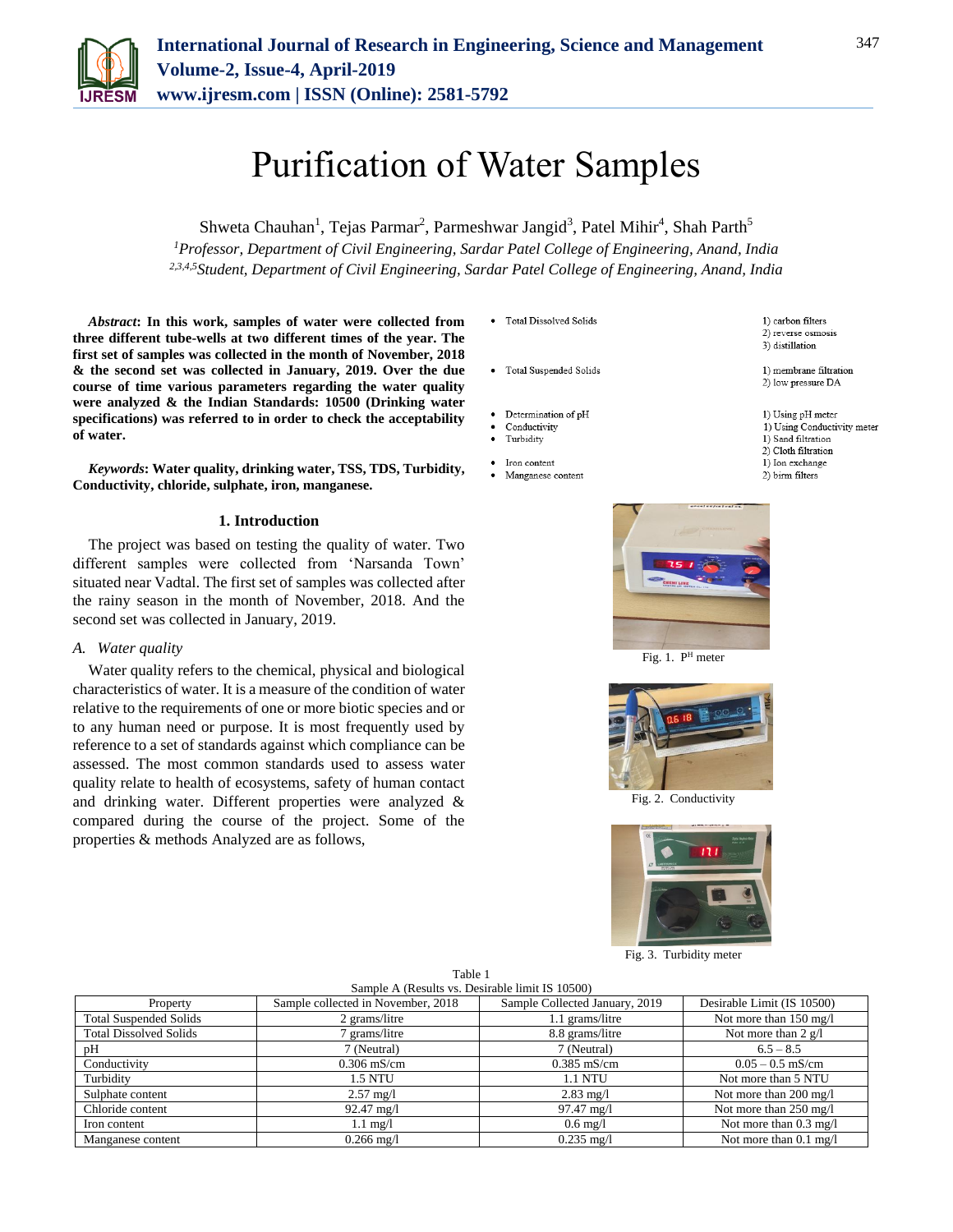# Purification of Water Samples

Shweta Chauhan[1], Tejas Parmar[2], Parmeshwar Jangid[3], Patel Mihir[4], Shah Parth[5]

[1]*Professor, Department of Civil Engineering, Sardar Patel College of Engineering, Anand, India*
[2,3,4,5]*Student, Department of Civil Engineering, Sardar Patel College of Engineering, Anand, India*

***Abstract*: In this work, samples of water were collected from three different tube-wells at two different times of the year. The first set of samples was collected in the month of November, 2018 & the second set was collected in January, 2019. Over the due course of time various parameters regarding the water quality were analyzed & the Indian Standards: 10500 (Drinking water specifications) was referred to in order to check the acceptability of water.**

***Keywords*: Water quality, drinking water, TSS, TDS, Turbidity, Conductivity, chloride, sulphate, iron, manganese.**

## 1. Introduction

The project was based on testing the quality of water. Two different samples were collected from 'Narsanda Town' situated near Vadtal. The first set of samples was collected after the rainy season in the month of November, 2018. And the second set was collected in January, 2019.

### A. *Water quality*

Water quality refers to the chemical, physical and biological characteristics of water. It is a measure of the condition of water relative to the requirements of one or more biotic species and or to any human need or purpose. It is most frequently used by reference to a set of standards against which compliance can be assessed. The most common standards used to assess water quality relate to health of ecosystems, safety of human contact and drinking water. Different properties were analyzed & compared during the course of the project. Some of the properties & methods Analyzed are as follows,

- Total Dissolved Solids — 1) carbon filters 2) reverse osmosis 3) distillation
- Total Suspended Solids — 1) membrane filtration 2) low pressure DA
- Determination of pH — 1) Using pH meter
- Conductivity — 1) Using Conductivity meter
- Turbidity — 1) Sand filtration 2) Cloth filtration
- Iron content — 1) Ion exchange
- Manganese content — 2) birm filters

Fig. 1. $P^H$ meter

Fig. 2. Conductivity

Fig. 3. Turbidity meter

Table 1
Sample A (Results vs. Desirable limit IS 10500)

| Property | Sample collected in November, 2018 | Sample Collected January, 2019 | Desirable Limit (IS 10500) |
|---|---|---|---|
| Total Suspended Solids | 2 grams/litre | 1.1 grams/litre | Not more than 150 mg/l |
| Total Dissolved Solids | 7 grams/litre | 8.8 grams/litre | Not more than 2 g/l |
| pH | 7 (Neutral) | 7 (Neutral) | 6.5 – 8.5 |
| Conductivity | 0.306 mS/cm | 0.385 mS/cm | 0.05 – 0.5 mS/cm |
| Turbidity | 1.5 NTU | 1.1 NTU | Not more than 5 NTU |
| Sulphate content | 2.57 mg/l | 2.83 mg/l | Not more than 200 mg/l |
| Chloride content | 92.47 mg/l | 97.47 mg/l | Not more than 250 mg/l |
| Iron content | 1.1 mg/l | 0.6 mg/l | Not more than 0.3 mg/l |
| Manganese content | 0.266 mg/l | 0.235 mg/l | Not more than 0.1 mg/l |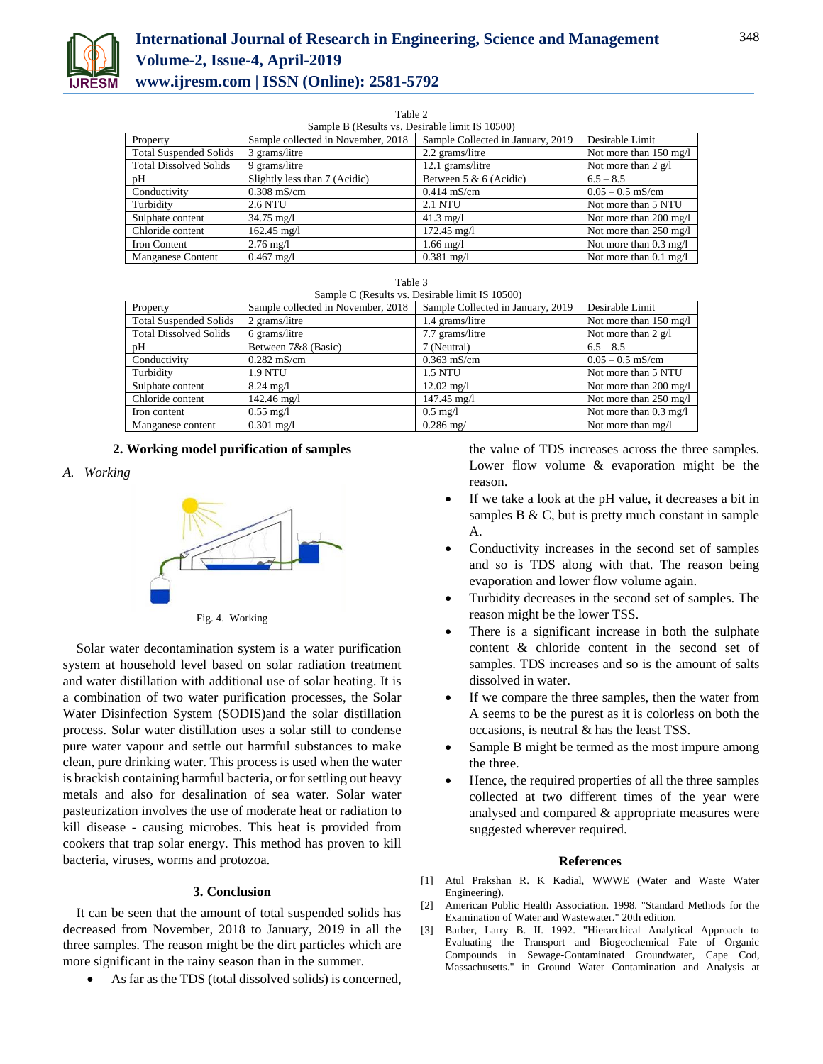Table 2
Sample B (Results vs. Desirable limit IS 10500)

| Property | Sample collected in November, 2018 | Sample Collected in January, 2019 | Desirable Limit |
|---|---|---|---|
| Total Suspended Solids | 3 grams/litre | 2.2 grams/litre | Not more than 150 mg/l |
| Total Dissolved Solids | 9 grams/litre | 12.1 grams/litre | Not more than 2 g/l |
| pH | Slightly less than 7 (Acidic) | Between 5 & 6 (Acidic) | 6.5 – 8.5 |
| Conductivity | 0.308 mS/cm | 0.414 mS/cm | 0.05 – 0.5 mS/cm |
| Turbidity | 2.6 NTU | 2.1 NTU | Not more than 5 NTU |
| Sulphate content | 34.75 mg/l | 41.3 mg/l | Not more than 200 mg/l |
| Chloride content | 162.45 mg/l | 172.45 mg/l | Not more than 250 mg/l |
| Iron Content | 2.76 mg/l | 1.66 mg/l | Not more than 0.3 mg/l |
| Manganese Content | 0.467 mg/l | 0.381 mg/l | Not more than 0.1 mg/l |

Table 3
Sample C (Results vs. Desirable limit IS 10500)

| Property | Sample collected in November, 2018 | Sample Collected in January, 2019 | Desirable Limit |
|---|---|---|---|
| Total Suspended Solids | 2 grams/litre | 1.4 grams/litre | Not more than 150 mg/l |
| Total Dissolved Solids | 6 grams/litre | 7.7 grams/litre | Not more than 2 g/l |
| pH | Between 7&8 (Basic) | 7 (Neutral) | 6.5 – 8.5 |
| Conductivity | 0.282 mS/cm | 0.363 mS/cm | 0.05 – 0.5 mS/cm |
| Turbidity | 1.9 NTU | 1.5 NTU | Not more than 5 NTU |
| Sulphate content | 8.24 mg/l | 12.02 mg/l | Not more than 200 mg/l |
| Chloride content | 142.46 mg/l | 147.45 mg/l | Not more than 250 mg/l |
| Iron content | 0.55 mg/l | 0.5 mg/l | Not more than 0.3 mg/l |
| Manganese content | 0.301 mg/l | 0.286 mg/ | Not more than mg/l |

## 2. Working model purification of samples

### A. Working

Fig. 4. Working

Solar water decontamination system is a water purification system at household level based on solar radiation treatment and water distillation with additional use of solar heating. It is a combination of two water purification processes, the Solar Water Disinfection System (SODIS)and the solar distillation process. Solar water distillation uses a solar still to condense pure water vapour and settle out harmful substances to make clean, pure drinking water. This process is used when the water is brackish containing harmful bacteria, or for settling out heavy metals and also for desalination of sea water. Solar water pasteurization involves the use of moderate heat or radiation to kill disease - causing microbes. This heat is provided from cookers that trap solar energy. This method has proven to kill bacteria, viruses, worms and protozoa.

## 3. Conclusion

It can be seen that the amount of total suspended solids has decreased from November, 2018 to January, 2019 in all the three samples. The reason might be the dirt particles which are more significant in the rainy season than in the summer.

- As far as the TDS (total dissolved solids) is concerned, the value of TDS increases across the three samples. Lower flow volume & evaporation might be the reason.
- If we take a look at the pH value, it decreases a bit in samples B & C, but is pretty much constant in sample A.
- Conductivity increases in the second set of samples and so is TDS along with that. The reason being evaporation and lower flow volume again.
- Turbidity decreases in the second set of samples. The reason might be the lower TSS.
- There is a significant increase in both the sulphate content & chloride content in the second set of samples. TDS increases and so is the amount of salts dissolved in water.
- If we compare the three samples, then the water from A seems to be the purest as it is colorless on both the occasions, is neutral & has the least TSS.
- Sample B might be termed as the most impure among the three.
- Hence, the required properties of all the three samples collected at two different times of the year were analysed and compared & appropriate measures were suggested wherever required.

## References

[1] Atul Prakshan R. K Kadial, WWWE (Water and Waste Water Engineering).

[2] American Public Health Association. 1998. "Standard Methods for the Examination of Water and Wastewater." 20th edition.

[3] Barber, Larry B. II. 1992. "Hierarchical Analytical Approach to Evaluating the Transport and Biogeochemical Fate of Organic Compounds in Sewage-Contaminated Groundwater, Cape Cod, Massachusetts." in Ground Water Contamination and Analysis at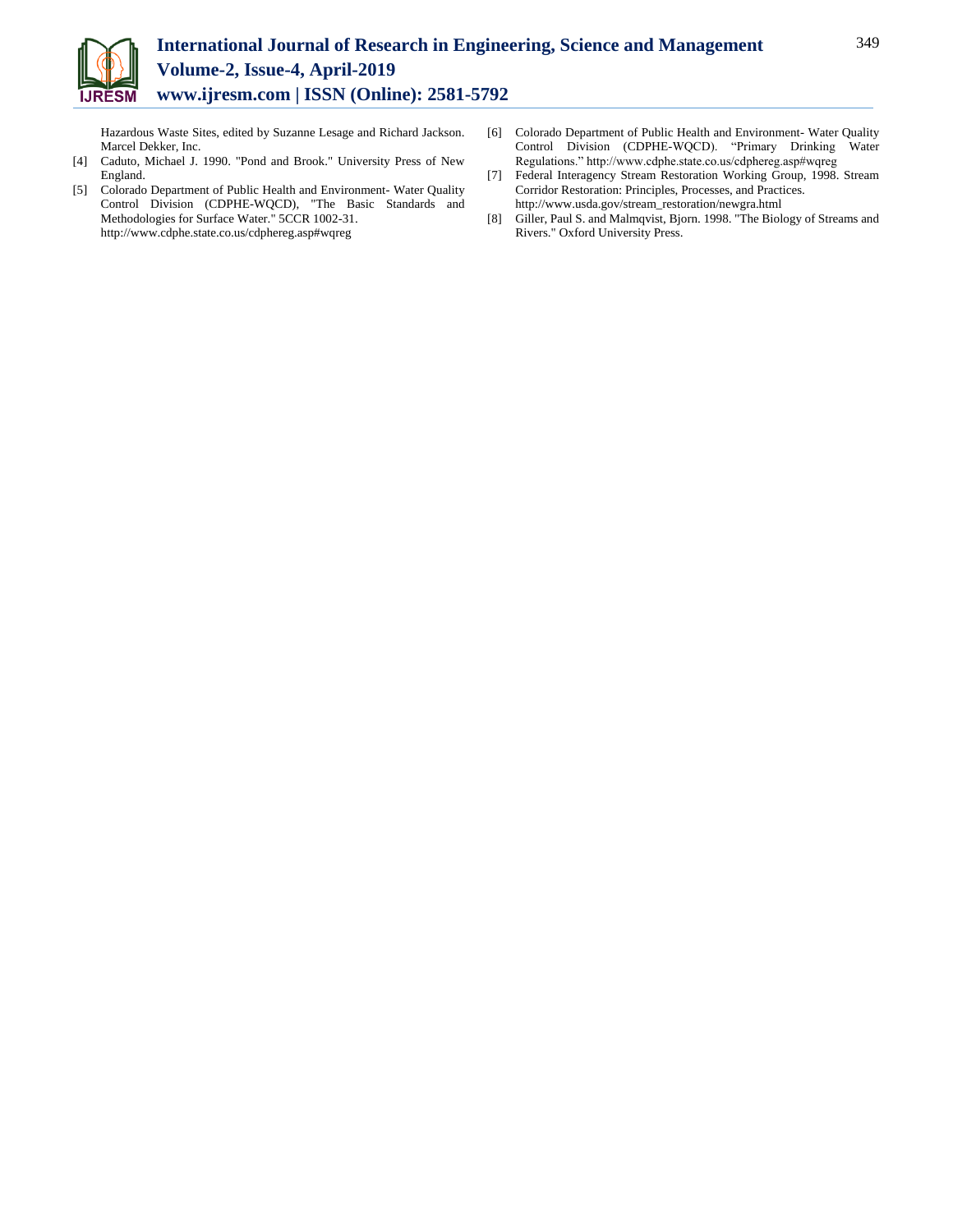Hazardous Waste Sites, edited by Suzanne Lesage and Richard Jackson. Marcel Dekker, Inc.

[4] Caduto, Michael J. 1990. "Pond and Brook." University Press of New England.

[5] Colorado Department of Public Health and Environment- Water Quality Control Division (CDPHE-WQCD), "The Basic Standards and Methodologies for Surface Water." 5CCR 1002-31. http://www.cdphe.state.co.us/cdphereg.asp#wqreg

[6] Colorado Department of Public Health and Environment- Water Quality Control Division (CDPHE-WQCD). "Primary Drinking Water Regulations." http://www.cdphe.state.co.us/cdphereg.asp#wqreg

[7] Federal Interagency Stream Restoration Working Group, 1998. Stream Corridor Restoration: Principles, Processes, and Practices. http://www.usda.gov/stream_restoration/newgra.html

[8] Giller, Paul S. and Malmqvist, Bjorn. 1998. "The Biology of Streams and Rivers." Oxford University Press.